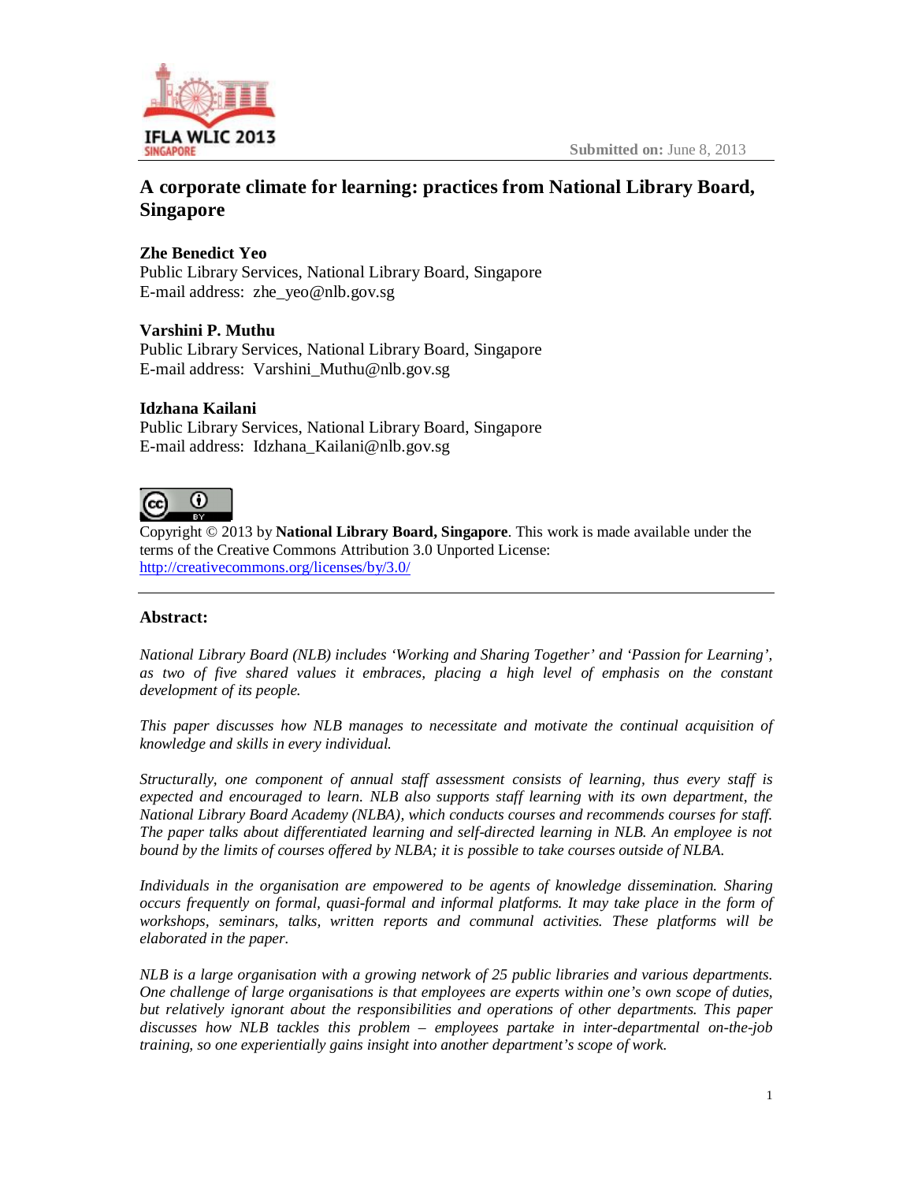Submitted on: June 8, 2013

# A corporate climate for learning: practices from National Library Board, Singapore

**Zhe Benedict Yeo**
Public Library Services, National Library Board, Singapore
E-mail address: zhe_yeo@nlb.gov.sg

**Varshini P. Muthu**
Public Library Services, National Library Board, Singapore
E-mail address: Varshini_Muthu@nlb.gov.sg

**Idzhana Kailani**
Public Library Services, National Library Board, Singapore
E-mail address: Idzhana_Kailani@nlb.gov.sg

Copyright © 2013 by **National Library Board, Singapore**. This work is made available under the terms of the Creative Commons Attribution 3.0 Unported License: http://creativecommons.org/licenses/by/3.0/

---

**Abstract:**

*National Library Board (NLB) includes 'Working and Sharing Together' and 'Passion for Learning', as two of five shared values it embraces, placing a high level of emphasis on the constant development of its people.*

*This paper discusses how NLB manages to necessitate and motivate the continual acquisition of knowledge and skills in every individual.*

*Structurally, one component of annual staff assessment consists of learning, thus every staff is expected and encouraged to learn. NLB also supports staff learning with its own department, the National Library Board Academy (NLBA), which conducts courses and recommends courses for staff. The paper talks about differentiated learning and self-directed learning in NLB. An employee is not bound by the limits of courses offered by NLBA; it is possible to take courses outside of NLBA.*

*Individuals in the organisation are empowered to be agents of knowledge dissemination. Sharing occurs frequently on formal, quasi-formal and informal platforms. It may take place in the form of workshops, seminars, talks, written reports and communal activities. These platforms will be elaborated in the paper.*

*NLB is a large organisation with a growing network of 25 public libraries and various departments. One challenge of large organisations is that employees are experts within one's own scope of duties, but relatively ignorant about the responsibilities and operations of other departments. This paper discusses how NLB tackles this problem – employees partake in inter-departmental on-the-job training, so one experientially gains insight into another department's scope of work.*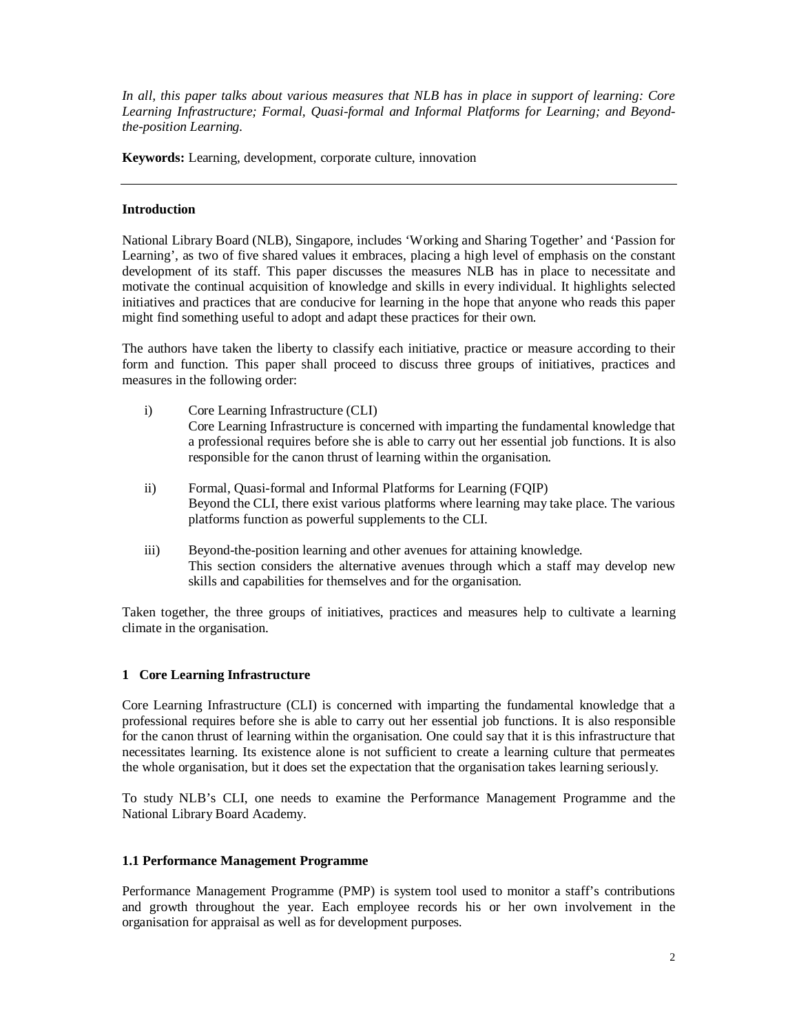*In all, this paper talks about various measures that NLB has in place in support of learning: Core Learning Infrastructure; Formal, Quasi-formal and Informal Platforms for Learning; and Beyond-the-position Learning.*

**Keywords:** Learning, development, corporate culture, innovation

---

## Introduction

National Library Board (NLB), Singapore, includes 'Working and Sharing Together' and 'Passion for Learning', as two of five shared values it embraces, placing a high level of emphasis on the constant development of its staff. This paper discusses the measures NLB has in place to necessitate and motivate the continual acquisition of knowledge and skills in every individual. It highlights selected initiatives and practices that are conducive for learning in the hope that anyone who reads this paper might find something useful to adopt and adapt these practices for their own.

The authors have taken the liberty to classify each initiative, practice or measure according to their form and function. This paper shall proceed to discuss three groups of initiatives, practices and measures in the following order:

i) Core Learning Infrastructure (CLI)
Core Learning Infrastructure is concerned with imparting the fundamental knowledge that a professional requires before she is able to carry out her essential job functions. It is also responsible for the canon thrust of learning within the organisation.

ii) Formal, Quasi-formal and Informal Platforms for Learning (FQIP)
Beyond the CLI, there exist various platforms where learning may take place. The various platforms function as powerful supplements to the CLI.

iii) Beyond-the-position learning and other avenues for attaining knowledge.
This section considers the alternative avenues through which a staff may develop new skills and capabilities for themselves and for the organisation.

Taken together, the three groups of initiatives, practices and measures help to cultivate a learning climate in the organisation.

## 1 Core Learning Infrastructure

Core Learning Infrastructure (CLI) is concerned with imparting the fundamental knowledge that a professional requires before she is able to carry out her essential job functions. It is also responsible for the canon thrust of learning within the organisation. One could say that it is this infrastructure that necessitates learning. Its existence alone is not sufficient to create a learning culture that permeates the whole organisation, but it does set the expectation that the organisation takes learning seriously.

To study NLB's CLI, one needs to examine the Performance Management Programme and the National Library Board Academy.

### 1.1 Performance Management Programme

Performance Management Programme (PMP) is system tool used to monitor a staff's contributions and growth throughout the year. Each employee records his or her own involvement in the organisation for appraisal as well as for development purposes.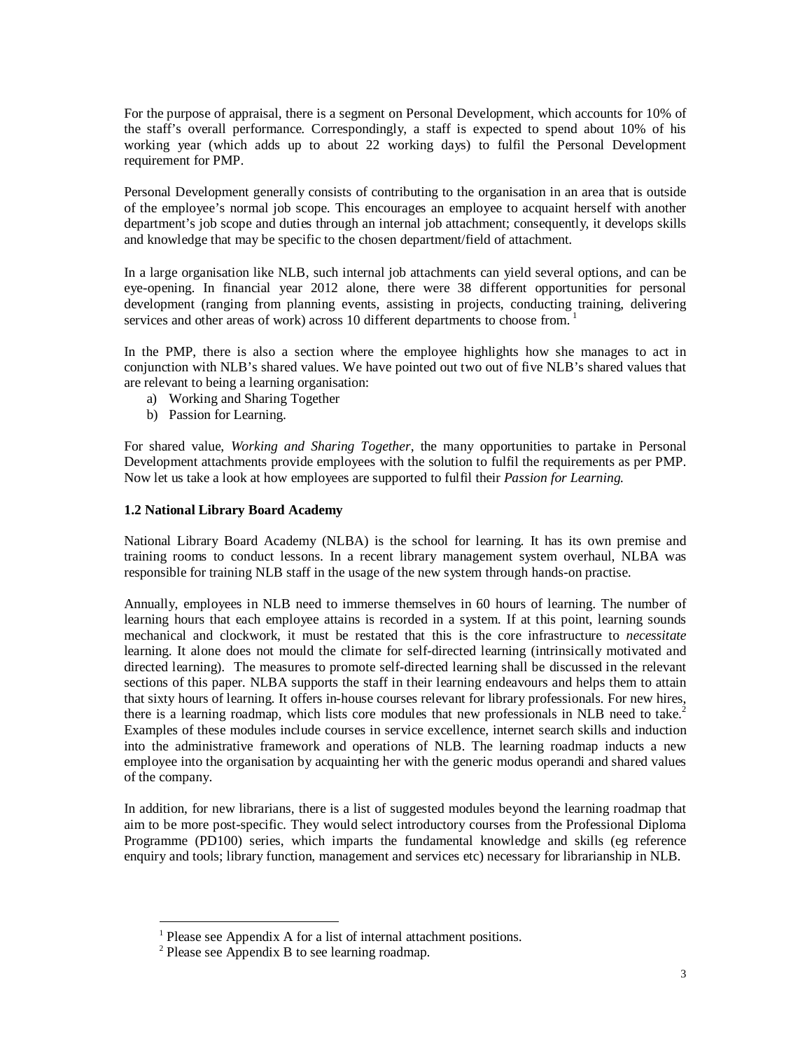For the purpose of appraisal, there is a segment on Personal Development, which accounts for 10% of the staff's overall performance. Correspondingly, a staff is expected to spend about 10% of his working year (which adds up to about 22 working days) to fulfil the Personal Development requirement for PMP.

Personal Development generally consists of contributing to the organisation in an area that is outside of the employee's normal job scope. This encourages an employee to acquaint herself with another department's job scope and duties through an internal job attachment; consequently, it develops skills and knowledge that may be specific to the chosen department/field of attachment.

In a large organisation like NLB, such internal job attachments can yield several options, and can be eye-opening. In financial year 2012 alone, there were 38 different opportunities for personal development (ranging from planning events, assisting in projects, conducting training, delivering services and other areas of work) across 10 different departments to choose from. [1]

In the PMP, there is also a section where the employee highlights how she manages to act in conjunction with NLB's shared values. We have pointed out two out of five NLB's shared values that are relevant to being a learning organisation:

a) Working and Sharing Together
b) Passion for Learning.

For shared value, *Working and Sharing Together*, the many opportunities to partake in Personal Development attachments provide employees with the solution to fulfil the requirements as per PMP. Now let us take a look at how employees are supported to fulfil their *Passion for Learning.*

### 1.2 National Library Board Academy

National Library Board Academy (NLBA) is the school for learning. It has its own premise and training rooms to conduct lessons. In a recent library management system overhaul, NLBA was responsible for training NLB staff in the usage of the new system through hands-on practise.

Annually, employees in NLB need to immerse themselves in 60 hours of learning. The number of learning hours that each employee attains is recorded in a system. If at this point, learning sounds mechanical and clockwork, it must be restated that this is the core infrastructure to *necessitate* learning. It alone does not mould the climate for self-directed learning (intrinsically motivated and directed learning). The measures to promote self-directed learning shall be discussed in the relevant sections of this paper. NLBA supports the staff in their learning endeavours and helps them to attain that sixty hours of learning. It offers in-house courses relevant for library professionals. For new hires, there is a learning roadmap, which lists core modules that new professionals in NLB need to take.[2] Examples of these modules include courses in service excellence, internet search skills and induction into the administrative framework and operations of NLB. The learning roadmap inducts a new employee into the organisation by acquainting her with the generic modus operandi and shared values of the company.

In addition, for new librarians, there is a list of suggested modules beyond the learning roadmap that aim to be more post-specific. They would select introductory courses from the Professional Diploma Programme (PD100) series, which imparts the fundamental knowledge and skills (eg reference enquiry and tools; library function, management and services etc) necessary for librarianship in NLB.

---

[1] Please see Appendix A for a list of internal attachment positions.

[2] Please see Appendix B to see learning roadmap.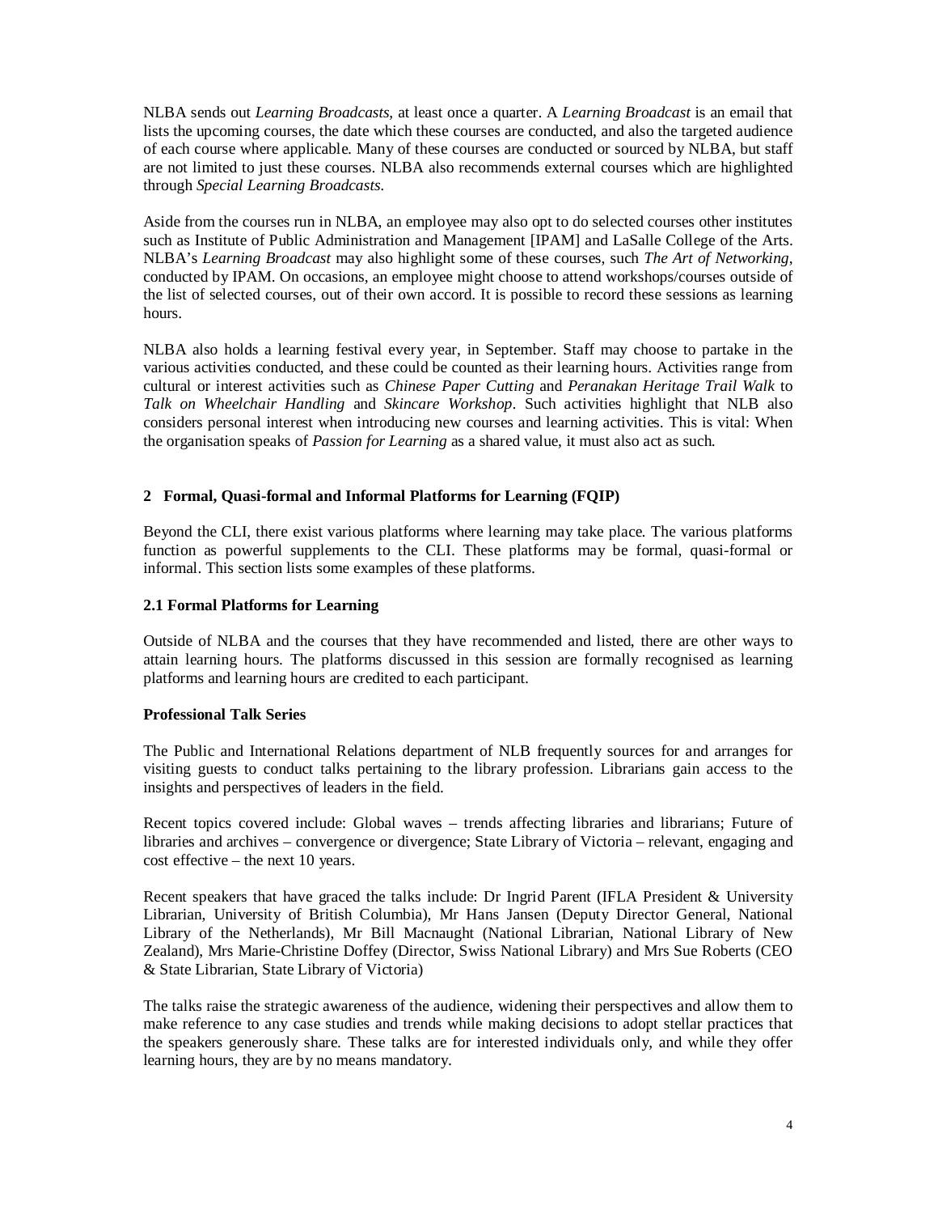NLBA sends out *Learning Broadcasts,* at least once a quarter. A *Learning Broadcast* is an email that lists the upcoming courses, the date which these courses are conducted, and also the targeted audience of each course where applicable. Many of these courses are conducted or sourced by NLBA, but staff are not limited to just these courses. NLBA also recommends external courses which are highlighted through *Special Learning Broadcasts.*

Aside from the courses run in NLBA, an employee may also opt to do selected courses other institutes such as Institute of Public Administration and Management [IPAM] and LaSalle College of the Arts. NLBA's *Learning Broadcast* may also highlight some of these courses, such *The Art of Networking*, conducted by IPAM. On occasions, an employee might choose to attend workshops/courses outside of the list of selected courses, out of their own accord. It is possible to record these sessions as learning hours.

NLBA also holds a learning festival every year, in September. Staff may choose to partake in the various activities conducted, and these could be counted as their learning hours. Activities range from cultural or interest activities such as *Chinese Paper Cutting* and *Peranakan Heritage Trail Walk* to *Talk on Wheelchair Handling* and *Skincare Workshop*. Such activities highlight that NLB also considers personal interest when introducing new courses and learning activities. This is vital: When the organisation speaks of *Passion for Learning* as a shared value, it must also act as such.

## 2 Formal, Quasi-formal and Informal Platforms for Learning (FQIP)

Beyond the CLI, there exist various platforms where learning may take place. The various platforms function as powerful supplements to the CLI. These platforms may be formal, quasi-formal or informal. This section lists some examples of these platforms.

### 2.1 Formal Platforms for Learning

Outside of NLBA and the courses that they have recommended and listed, there are other ways to attain learning hours. The platforms discussed in this session are formally recognised as learning platforms and learning hours are credited to each participant.

**Professional Talk Series**

The Public and International Relations department of NLB frequently sources for and arranges for visiting guests to conduct talks pertaining to the library profession. Librarians gain access to the insights and perspectives of leaders in the field.

Recent topics covered include: Global waves – trends affecting libraries and librarians; Future of libraries and archives – convergence or divergence; State Library of Victoria – relevant, engaging and cost effective – the next 10 years.

Recent speakers that have graced the talks include: Dr Ingrid Parent (IFLA President & University Librarian, University of British Columbia), Mr Hans Jansen (Deputy Director General, National Library of the Netherlands), Mr Bill Macnaught (National Librarian, National Library of New Zealand), Mrs Marie-Christine Doffey (Director, Swiss National Library) and Mrs Sue Roberts (CEO & State Librarian, State Library of Victoria)

The talks raise the strategic awareness of the audience, widening their perspectives and allow them to make reference to any case studies and trends while making decisions to adopt stellar practices that the speakers generously share. These talks are for interested individuals only, and while they offer learning hours, they are by no means mandatory.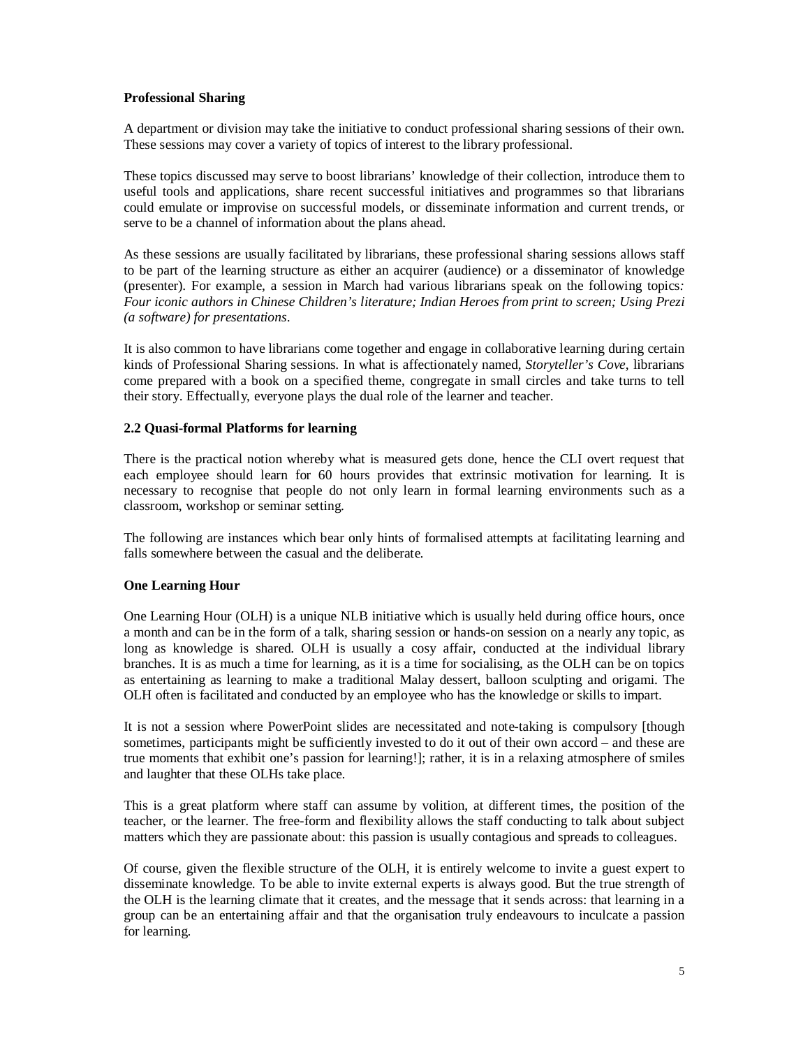**Professional Sharing**

A department or division may take the initiative to conduct professional sharing sessions of their own. These sessions may cover a variety of topics of interest to the library professional.

These topics discussed may serve to boost librarians' knowledge of their collection, introduce them to useful tools and applications, share recent successful initiatives and programmes so that librarians could emulate or improvise on successful models, or disseminate information and current trends, or serve to be a channel of information about the plans ahead.

As these sessions are usually facilitated by librarians, these professional sharing sessions allows staff to be part of the learning structure as either an acquirer (audience) or a disseminator of knowledge (presenter). For example, a session in March had various librarians speak on the following topics*: Four iconic authors in Chinese Children's literature; Indian Heroes from print to screen; Using Prezi (a software) for presentations*.

It is also common to have librarians come together and engage in collaborative learning during certain kinds of Professional Sharing sessions. In what is affectionately named, *Storyteller's Cove*, librarians come prepared with a book on a specified theme, congregate in small circles and take turns to tell their story. Effectually, everyone plays the dual role of the learner and teacher.

### 2.2 Quasi-formal Platforms for learning

There is the practical notion whereby what is measured gets done, hence the CLI overt request that each employee should learn for 60 hours provides that extrinsic motivation for learning. It is necessary to recognise that people do not only learn in formal learning environments such as a classroom, workshop or seminar setting.

The following are instances which bear only hints of formalised attempts at facilitating learning and falls somewhere between the casual and the deliberate.

**One Learning Hour**

One Learning Hour (OLH) is a unique NLB initiative which is usually held during office hours, once a month and can be in the form of a talk, sharing session or hands-on session on a nearly any topic, as long as knowledge is shared. OLH is usually a cosy affair, conducted at the individual library branches. It is as much a time for learning, as it is a time for socialising, as the OLH can be on topics as entertaining as learning to make a traditional Malay dessert, balloon sculpting and origami. The OLH often is facilitated and conducted by an employee who has the knowledge or skills to impart.

It is not a session where PowerPoint slides are necessitated and note-taking is compulsory [though sometimes, participants might be sufficiently invested to do it out of their own accord – and these are true moments that exhibit one's passion for learning!]; rather, it is in a relaxing atmosphere of smiles and laughter that these OLHs take place.

This is a great platform where staff can assume by volition, at different times, the position of the teacher, or the learner. The free-form and flexibility allows the staff conducting to talk about subject matters which they are passionate about: this passion is usually contagious and spreads to colleagues.

Of course, given the flexible structure of the OLH, it is entirely welcome to invite a guest expert to disseminate knowledge. To be able to invite external experts is always good. But the true strength of the OLH is the learning climate that it creates, and the message that it sends across: that learning in a group can be an entertaining affair and that the organisation truly endeavours to inculcate a passion for learning.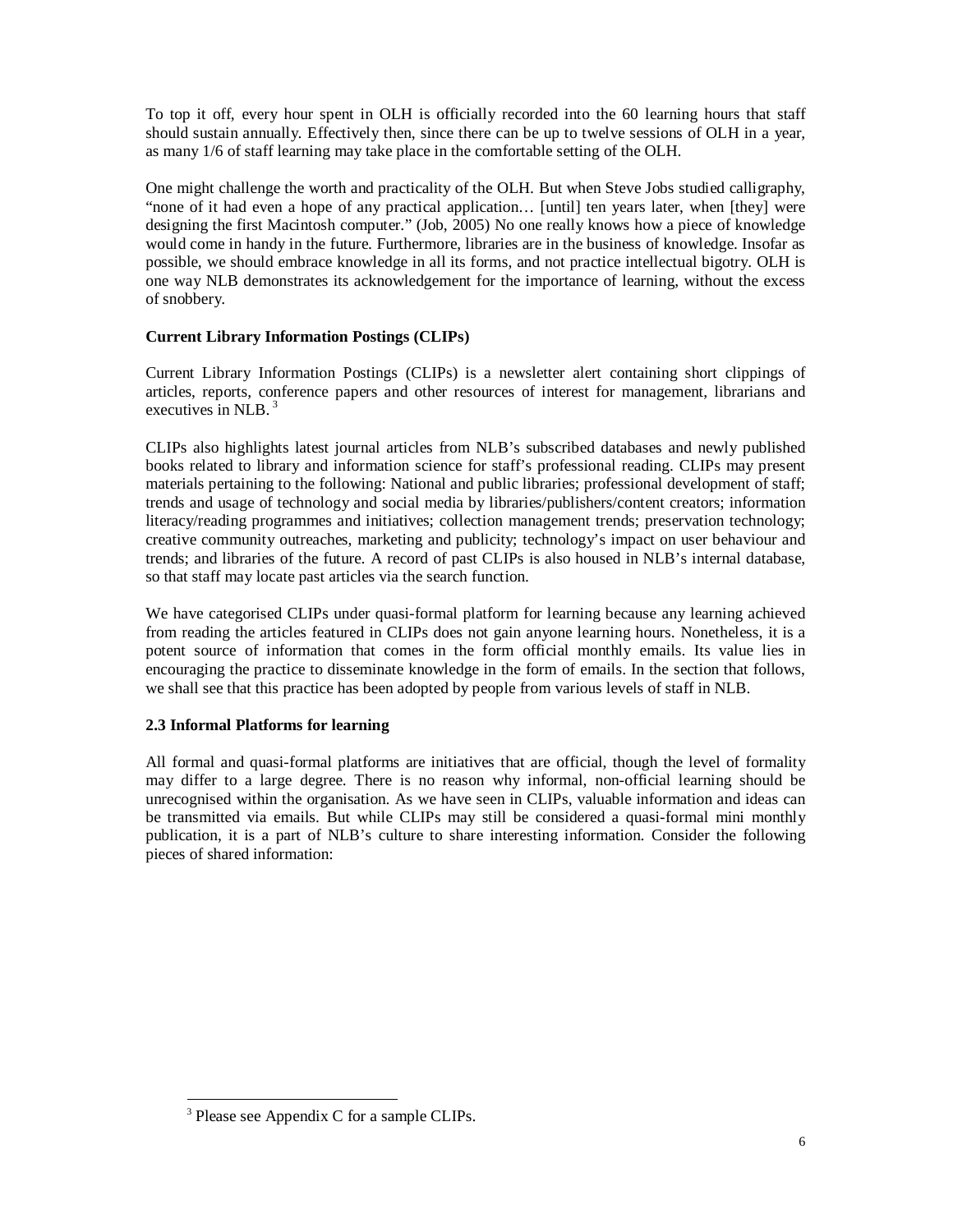To top it off, every hour spent in OLH is officially recorded into the 60 learning hours that staff should sustain annually. Effectively then, since there can be up to twelve sessions of OLH in a year, as many 1/6 of staff learning may take place in the comfortable setting of the OLH.

One might challenge the worth and practicality of the OLH. But when Steve Jobs studied calligraphy, "none of it had even a hope of any practical application… [until] ten years later, when [they] were designing the first Macintosh computer." (Job, 2005) No one really knows how a piece of knowledge would come in handy in the future. Furthermore, libraries are in the business of knowledge. Insofar as possible, we should embrace knowledge in all its forms, and not practice intellectual bigotry. OLH is one way NLB demonstrates its acknowledgement for the importance of learning, without the excess of snobbery.

**Current Library Information Postings (CLIPs)**

Current Library Information Postings (CLIPs) is a newsletter alert containing short clippings of articles, reports, conference papers and other resources of interest for management, librarians and executives in NLB. [3]

CLIPs also highlights latest journal articles from NLB's subscribed databases and newly published books related to library and information science for staff's professional reading. CLIPs may present materials pertaining to the following: National and public libraries; professional development of staff; trends and usage of technology and social media by libraries/publishers/content creators; information literacy/reading programmes and initiatives; collection management trends; preservation technology; creative community outreaches, marketing and publicity; technology's impact on user behaviour and trends; and libraries of the future. A record of past CLIPs is also housed in NLB's internal database, so that staff may locate past articles via the search function.

We have categorised CLIPs under quasi-formal platform for learning because any learning achieved from reading the articles featured in CLIPs does not gain anyone learning hours. Nonetheless, it is a potent source of information that comes in the form official monthly emails. Its value lies in encouraging the practice to disseminate knowledge in the form of emails. In the section that follows, we shall see that this practice has been adopted by people from various levels of staff in NLB.

**2.3 Informal Platforms for learning**

All formal and quasi-formal platforms are initiatives that are official, though the level of formality may differ to a large degree. There is no reason why informal, non-official learning should be unrecognised within the organisation. As we have seen in CLIPs, valuable information and ideas can be transmitted via emails. But while CLIPs may still be considered a quasi-formal mini monthly publication, it is a part of NLB's culture to share interesting information. Consider the following pieces of shared information:

---

[3] Please see Appendix C for a sample CLIPs.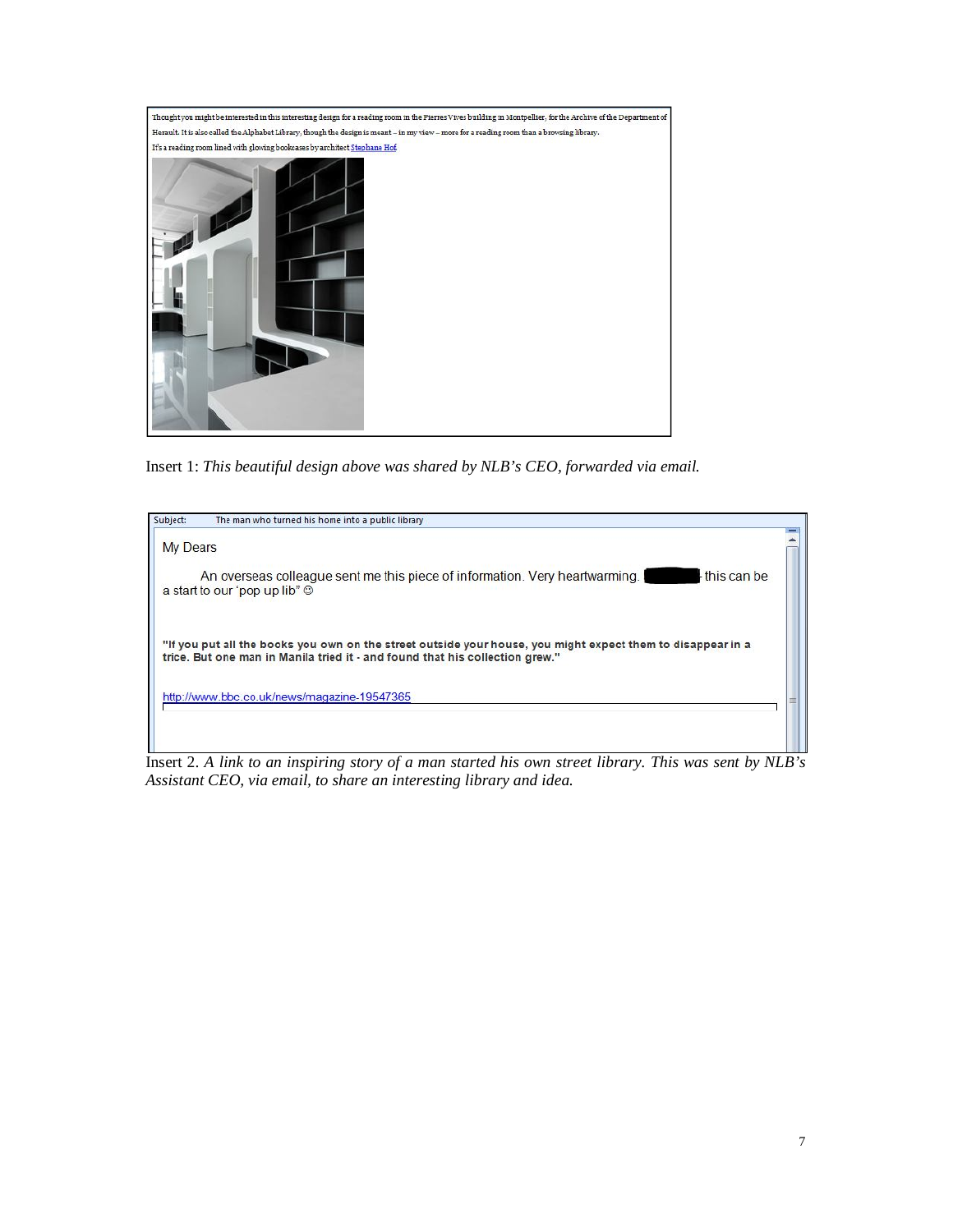Thought you might be interested in this interesting design for a reading room in the Pierres Vives building in Montpellier, for the Archive of the Department of Herault. It is also called the Alphabet Library, though the design is meant – in my view – more for a reading room than a browsing library.

It's a reading room lined with glowing bookcases by architect Stephane Hof

Insert 1: *This beautiful design above was shared by NLB's CEO, forwarded via email.*

Subject: The man who turned his home into a public library

My Dears

An overseas colleague sent me this piece of information. Very heartwarming. ██████ this can be a start to our 'pop up lib" ☺

**"If you put all the books you own on the street outside your house, you might expect them to disappear in a trice. But one man in Manila tried it - and found that his collection grew."**

http://www.bbc.co.uk/news/magazine-19547365

Insert 2. *A link to an inspiring story of a man started his own street library. This was sent by NLB's Assistant CEO, via email, to share an interesting library and idea.*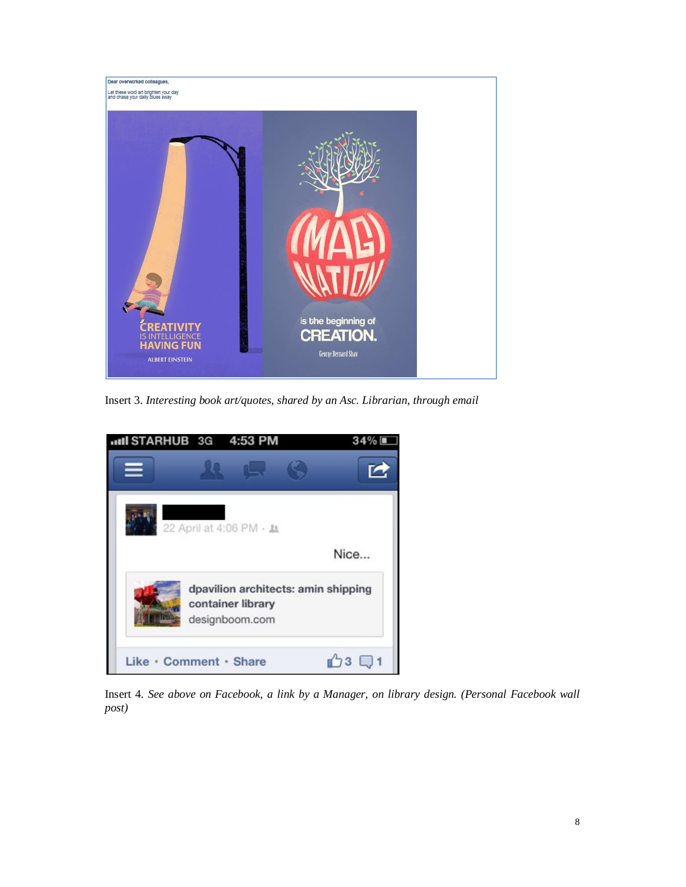Dear overworked colleagues,

Let these word art brighten your day and chase your daily blues away

CREATIVITY IS INTELLIGENCE HAVING FUN

ALBERT EINSTEIN

IMAGINATION is the beginning of CREATION.

George Bernard Shaw

Insert 3. *Interesting book art/quotes, shared by an Asc. Librarian, through email*

STARHUB 3G 4:53 PM 34%

22 April at 4:06 PM

Nice...

dpavilion architects: amin shipping container library

designboom.com

Like · Comment · Share 3 1

Insert 4. *See above on Facebook, a link by a Manager, on library design. (Personal Facebook wall post)*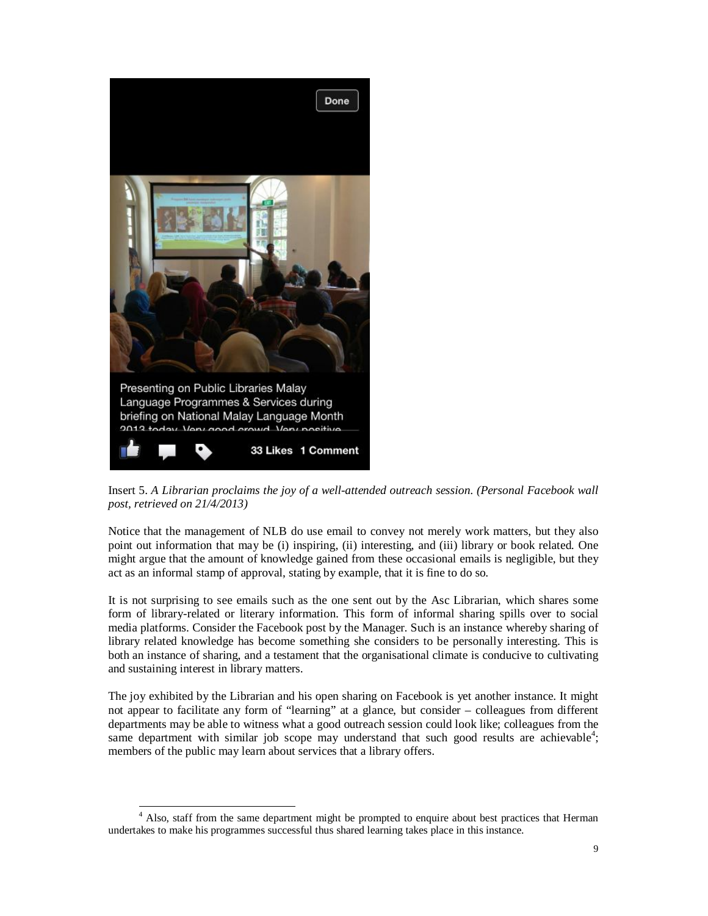Insert 5. *A Librarian proclaims the joy of a well-attended outreach session. (Personal Facebook wall post, retrieved on 21/4/2013)*

Notice that the management of NLB do use email to convey not merely work matters, but they also point out information that may be (i) inspiring, (ii) interesting, and (iii) library or book related. One might argue that the amount of knowledge gained from these occasional emails is negligible, but they act as an informal stamp of approval, stating by example, that it is fine to do so.

It is not surprising to see emails such as the one sent out by the Asc Librarian, which shares some form of library-related or literary information. This form of informal sharing spills over to social media platforms. Consider the Facebook post by the Manager. Such is an instance whereby sharing of library related knowledge has become something she considers to be personally interesting. This is both an instance of sharing, and a testament that the organisational climate is conducive to cultivating and sustaining interest in library matters.

The joy exhibited by the Librarian and his open sharing on Facebook is yet another instance. It might not appear to facilitate any form of "learning" at a glance, but consider – colleagues from different departments may be able to witness what a good outreach session could look like; colleagues from the same department with similar job scope may understand that such good results are achievable[4]; members of the public may learn about services that a library offers.

[4] Also, staff from the same department might be prompted to enquire about best practices that Herman undertakes to make his programmes successful thus shared learning takes place in this instance.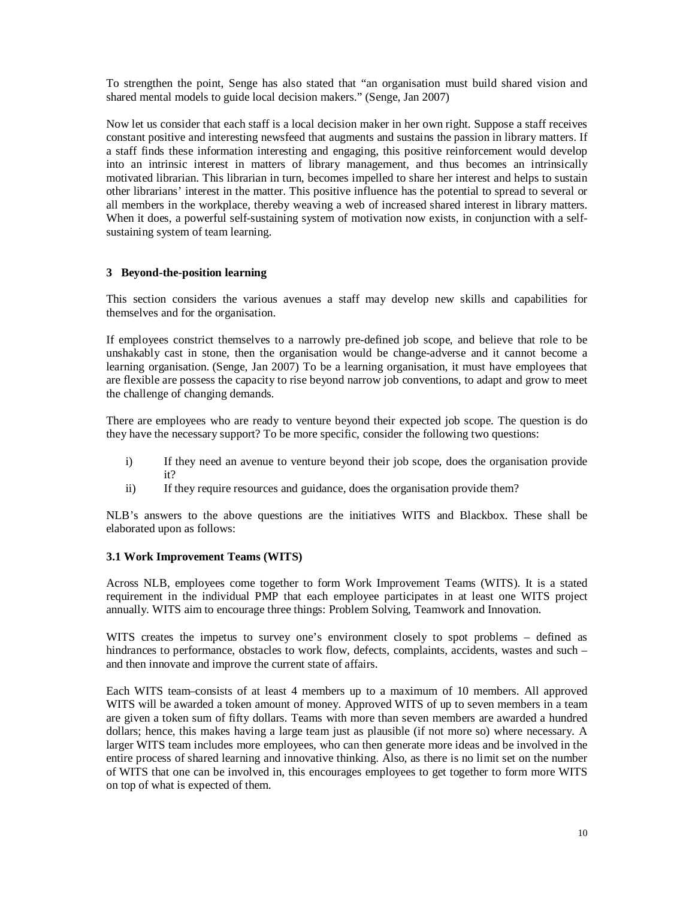To strengthen the point, Senge has also stated that "an organisation must build shared vision and shared mental models to guide local decision makers." (Senge, Jan 2007)

Now let us consider that each staff is a local decision maker in her own right. Suppose a staff receives constant positive and interesting newsfeed that augments and sustains the passion in library matters. If a staff finds these information interesting and engaging, this positive reinforcement would develop into an intrinsic interest in matters of library management, and thus becomes an intrinsically motivated librarian. This librarian in turn, becomes impelled to share her interest and helps to sustain other librarians' interest in the matter. This positive influence has the potential to spread to several or all members in the workplace, thereby weaving a web of increased shared interest in library matters. When it does, a powerful self-sustaining system of motivation now exists, in conjunction with a self-sustaining system of team learning.

## 3 Beyond-the-position learning

This section considers the various avenues a staff may develop new skills and capabilities for themselves and for the organisation.

If employees constrict themselves to a narrowly pre-defined job scope, and believe that role to be unshakably cast in stone, then the organisation would be change-adverse and it cannot become a learning organisation. (Senge, Jan 2007) To be a learning organisation, it must have employees that are flexible are possess the capacity to rise beyond narrow job conventions, to adapt and grow to meet the challenge of changing demands.

There are employees who are ready to venture beyond their expected job scope. The question is do they have the necessary support? To be more specific, consider the following two questions:

i) If they need an avenue to venture beyond their job scope, does the organisation provide it?
ii) If they require resources and guidance, does the organisation provide them?

NLB's answers to the above questions are the initiatives WITS and Blackbox. These shall be elaborated upon as follows:

### 3.1 Work Improvement Teams (WITS)

Across NLB, employees come together to form Work Improvement Teams (WITS). It is a stated requirement in the individual PMP that each employee participates in at least one WITS project annually. WITS aim to encourage three things: Problem Solving, Teamwork and Innovation.

WITS creates the impetus to survey one's environment closely to spot problems – defined as hindrances to performance, obstacles to work flow, defects, complaints, accidents, wastes and such – and then innovate and improve the current state of affairs.

Each WITS team–consists of at least 4 members up to a maximum of 10 members. All approved WITS will be awarded a token amount of money. Approved WITS of up to seven members in a team are given a token sum of fifty dollars. Teams with more than seven members are awarded a hundred dollars; hence, this makes having a large team just as plausible (if not more so) where necessary. A larger WITS team includes more employees, who can then generate more ideas and be involved in the entire process of shared learning and innovative thinking. Also, as there is no limit set on the number of WITS that one can be involved in, this encourages employees to get together to form more WITS on top of what is expected of them.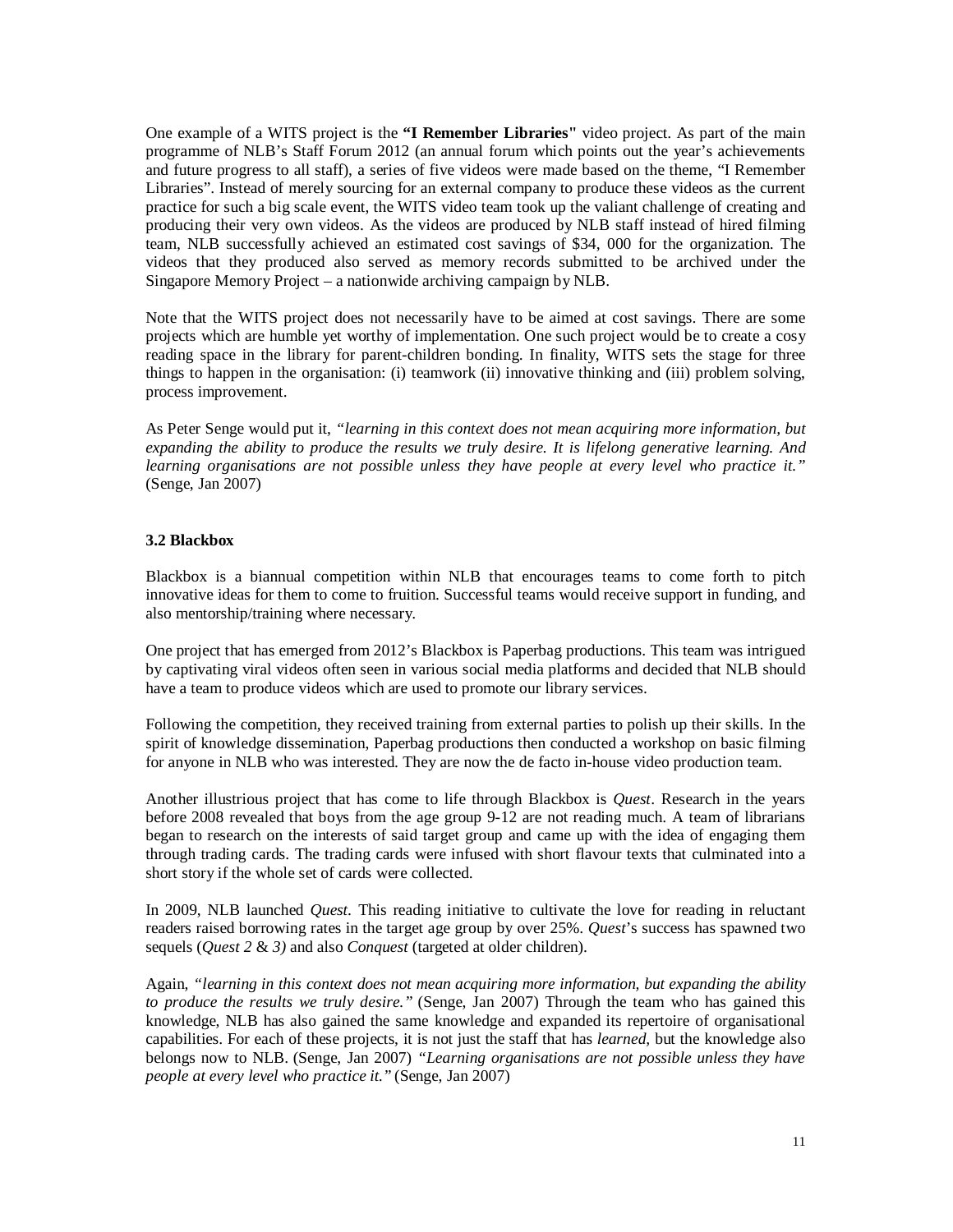One example of a WITS project is the **"I Remember Libraries"** video project. As part of the main programme of NLB's Staff Forum 2012 (an annual forum which points out the year's achievements and future progress to all staff), a series of five videos were made based on the theme, "I Remember Libraries". Instead of merely sourcing for an external company to produce these videos as the current practice for such a big scale event, the WITS video team took up the valiant challenge of creating and producing their very own videos. As the videos are produced by NLB staff instead of hired filming team, NLB successfully achieved an estimated cost savings of $34, 000 for the organization. The videos that they produced also served as memory records submitted to be archived under the Singapore Memory Project – a nationwide archiving campaign by NLB.

Note that the WITS project does not necessarily have to be aimed at cost savings. There are some projects which are humble yet worthy of implementation. One such project would be to create a cosy reading space in the library for parent-children bonding. In finality, WITS sets the stage for three things to happen in the organisation: (i) teamwork (ii) innovative thinking and (iii) problem solving, process improvement.

As Peter Senge would put it, *"learning in this context does not mean acquiring more information, but expanding the ability to produce the results we truly desire. It is lifelong generative learning. And learning organisations are not possible unless they have people at every level who practice it."* (Senge, Jan 2007)

### 3.2 Blackbox

Blackbox is a biannual competition within NLB that encourages teams to come forth to pitch innovative ideas for them to come to fruition. Successful teams would receive support in funding, and also mentorship/training where necessary.

One project that has emerged from 2012's Blackbox is Paperbag productions. This team was intrigued by captivating viral videos often seen in various social media platforms and decided that NLB should have a team to produce videos which are used to promote our library services.

Following the competition, they received training from external parties to polish up their skills. In the spirit of knowledge dissemination, Paperbag productions then conducted a workshop on basic filming for anyone in NLB who was interested. They are now the de facto in-house video production team.

Another illustrious project that has come to life through Blackbox is *Quest*. Research in the years before 2008 revealed that boys from the age group 9-12 are not reading much. A team of librarians began to research on the interests of said target group and came up with the idea of engaging them through trading cards. The trading cards were infused with short flavour texts that culminated into a short story if the whole set of cards were collected.

In 2009, NLB launched *Quest*. This reading initiative to cultivate the love for reading in reluctant readers raised borrowing rates in the target age group by over 25%. *Quest*'s success has spawned two sequels (*Quest 2* & *3)* and also *Conquest* (targeted at older children).

Again, *"learning in this context does not mean acquiring more information, but expanding the ability to produce the results we truly desire."* (Senge, Jan 2007) Through the team who has gained this knowledge, NLB has also gained the same knowledge and expanded its repertoire of organisational capabilities. For each of these projects, it is not just the staff that has *learned*, but the knowledge also belongs now to NLB. (Senge, Jan 2007) *"Learning organisations are not possible unless they have people at every level who practice it."* (Senge, Jan 2007)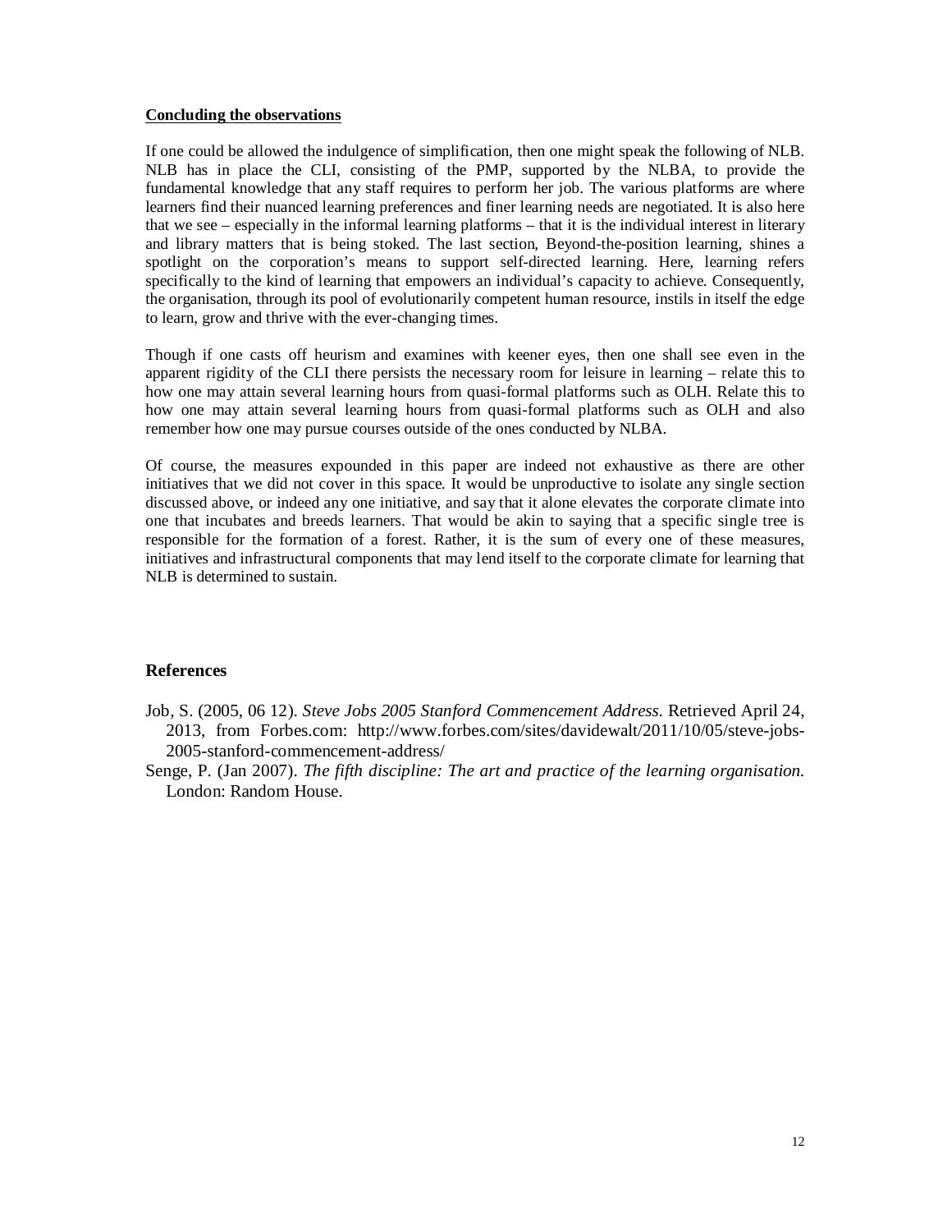**Concluding the observations**

If one could be allowed the indulgence of simplification, then one might speak the following of NLB. NLB has in place the CLI, consisting of the PMP, supported by the NLBA, to provide the fundamental knowledge that any staff requires to perform her job. The various platforms are where learners find their nuanced learning preferences and finer learning needs are negotiated. It is also here that we see – especially in the informal learning platforms – that it is the individual interest in literary and library matters that is being stoked. The last section, Beyond-the-position learning, shines a spotlight on the corporation's means to support self-directed learning. Here, learning refers specifically to the kind of learning that empowers an individual's capacity to achieve. Consequently, the organisation, through its pool of evolutionarily competent human resource, instils in itself the edge to learn, grow and thrive with the ever-changing times.

Though if one casts off heurism and examines with keener eyes, then one shall see even in the apparent rigidity of the CLI there persists the necessary room for leisure in learning – relate this to how one may attain several learning hours from quasi-formal platforms such as OLH. Relate this to how one may attain several learning hours from quasi-formal platforms such as OLH and also remember how one may pursue courses outside of the ones conducted by NLBA.

Of course, the measures expounded in this paper are indeed not exhaustive as there are other initiatives that we did not cover in this space. It would be unproductive to isolate any single section discussed above, or indeed any one initiative, and say that it alone elevates the corporate climate into one that incubates and breeds learners. That would be akin to saying that a specific single tree is responsible for the formation of a forest. Rather, it is the sum of every one of these measures, initiatives and infrastructural components that may lend itself to the corporate climate for learning that NLB is determined to sustain.

## References

Job, S. (2005, 06 12). *Steve Jobs 2005 Stanford Commencement Address*. Retrieved April 24, 2013, from Forbes.com: http://www.forbes.com/sites/davidewalt/2011/10/05/steve-jobs-2005-stanford-commencement-address/

Senge, P. (Jan 2007). *The fifth discipline: The art and practice of the learning organisation.* London: Random House.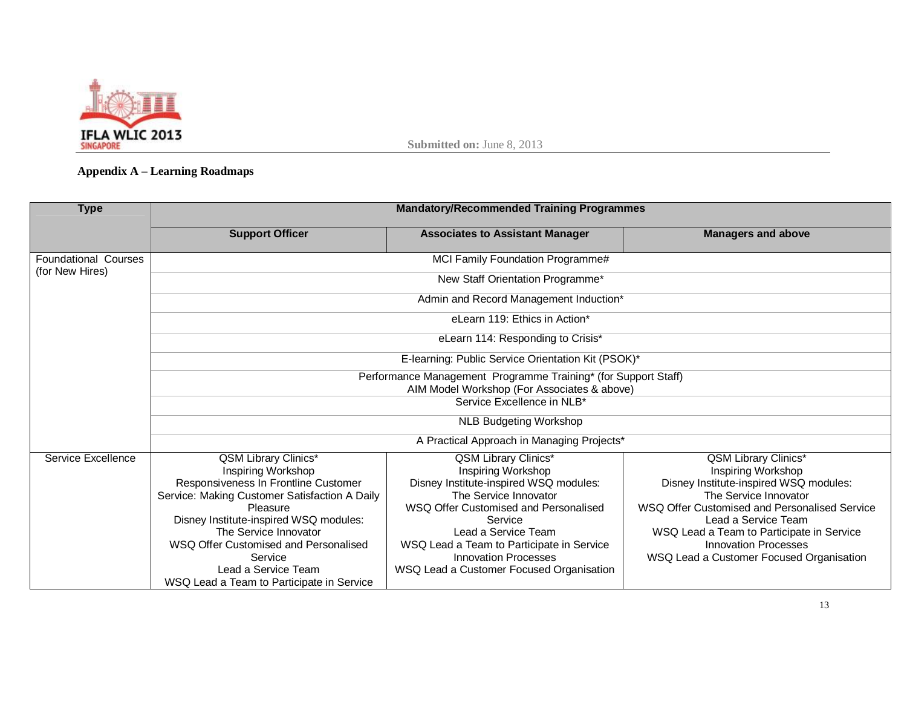**Submitted on:** June 8, 2013

**Appendix A – Learning Roadmaps**

| Type | Mandatory/Recommended Training Programmes | | |
|---|---|---|---|
| | Support Officer | Associates to Assistant Manager | Managers and above |
| Foundational Courses (for New Hires) | MCI Family Foundation Programme# | | |
| | New Staff Orientation Programme* | | |
| | Admin and Record Management Induction* | | |
| | eLearn 119: Ethics in Action* | | |
| | eLearn 114: Responding to Crisis* | | |
| | E-learning: Public Service Orientation Kit (PSOK)* | | |
| | Performance Management Programme Training* (for Support Staff)<br>AIM Model Workshop (For Associates & above) | | |
| | Service Excellence in NLB* | | |
| | NLB Budgeting Workshop | | |
| | A Practical Approach in Managing Projects* | | |
| Service Excellence | QSM Library Clinics*<br>Inspiring Workshop<br>Responsiveness In Frontline Customer Service: Making Customer Satisfaction A Daily Pleasure<br>Disney Institute-inspired WSQ modules:<br>The Service Innovator<br>WSQ Offer Customised and Personalised Service<br>Lead a Service Team<br>WSQ Lead a Team to Participate in Service | QSM Library Clinics*<br>Inspiring Workshop<br>Disney Institute-inspired WSQ modules:<br>The Service Innovator<br>WSQ Offer Customised and Personalised Service<br>Lead a Service Team<br>WSQ Lead a Team to Participate in Service Innovation Processes<br>WSQ Lead a Customer Focused Organisation | QSM Library Clinics*<br>Inspiring Workshop<br>Disney Institute-inspired WSQ modules:<br>The Service Innovator<br>WSQ Offer Customised and Personalised Service<br>Lead a Service Team<br>WSQ Lead a Team to Participate in Service Innovation Processes<br>WSQ Lead a Customer Focused Organisation |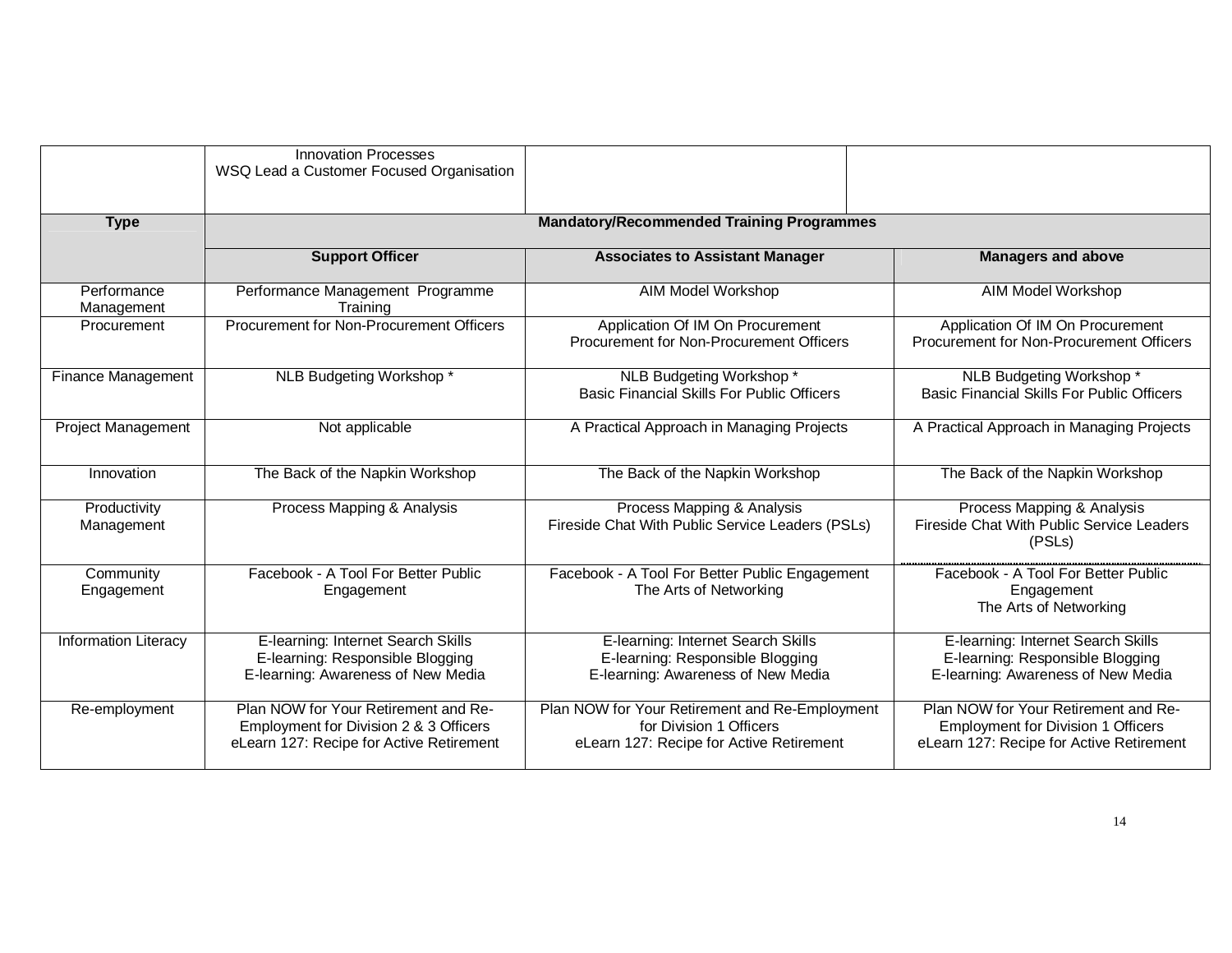| | | | |
|---|---|---|---|
| | Innovation Processes<br>WSQ Lead a Customer Focused Organisation | | |
| **Type** | **Mandatory/Recommended Training Programmes** | | |
| | **Support Officer** | **Associates to Assistant Manager** | **Managers and above** |
| Performance Management | Performance Management Programme Training | AIM Model Workshop | AIM Model Workshop |
| Procurement | Procurement for Non-Procurement Officers | Application Of IM On Procurement<br>Procurement for Non-Procurement Officers | Application Of IM On Procurement<br>Procurement for Non-Procurement Officers |
| Finance Management | NLB Budgeting Workshop * | NLB Budgeting Workshop *<br>Basic Financial Skills For Public Officers | NLB Budgeting Workshop *<br>Basic Financial Skills For Public Officers |
| Project Management | Not applicable | A Practical Approach in Managing Projects | A Practical Approach in Managing Projects |
| Innovation | The Back of the Napkin Workshop | The Back of the Napkin Workshop | The Back of the Napkin Workshop |
| Productivity Management | Process Mapping & Analysis | Process Mapping & Analysis<br>Fireside Chat With Public Service Leaders (PSLs) | Process Mapping & Analysis<br>Fireside Chat With Public Service Leaders (PSLs) |
| Community Engagement | Facebook - A Tool For Better Public Engagement | Facebook - A Tool For Better Public Engagement<br>The Arts of Networking | Facebook - A Tool For Better Public Engagement<br>The Arts of Networking |
| Information Literacy | E-learning: Internet Search Skills<br>E-learning: Responsible Blogging<br>E-learning: Awareness of New Media | E-learning: Internet Search Skills<br>E-learning: Responsible Blogging<br>E-learning: Awareness of New Media | E-learning: Internet Search Skills<br>E-learning: Responsible Blogging<br>E-learning: Awareness of New Media |
| Re-employment | Plan NOW for Your Retirement and Re-Employment for Division 2 & 3 Officers<br>eLearn 127: Recipe for Active Retirement | Plan NOW for Your Retirement and Re-Employment for Division 1 Officers<br>eLearn 127: Recipe for Active Retirement | Plan NOW for Your Retirement and Re-Employment for Division 1 Officers<br>eLearn 127: Recipe for Active Retirement |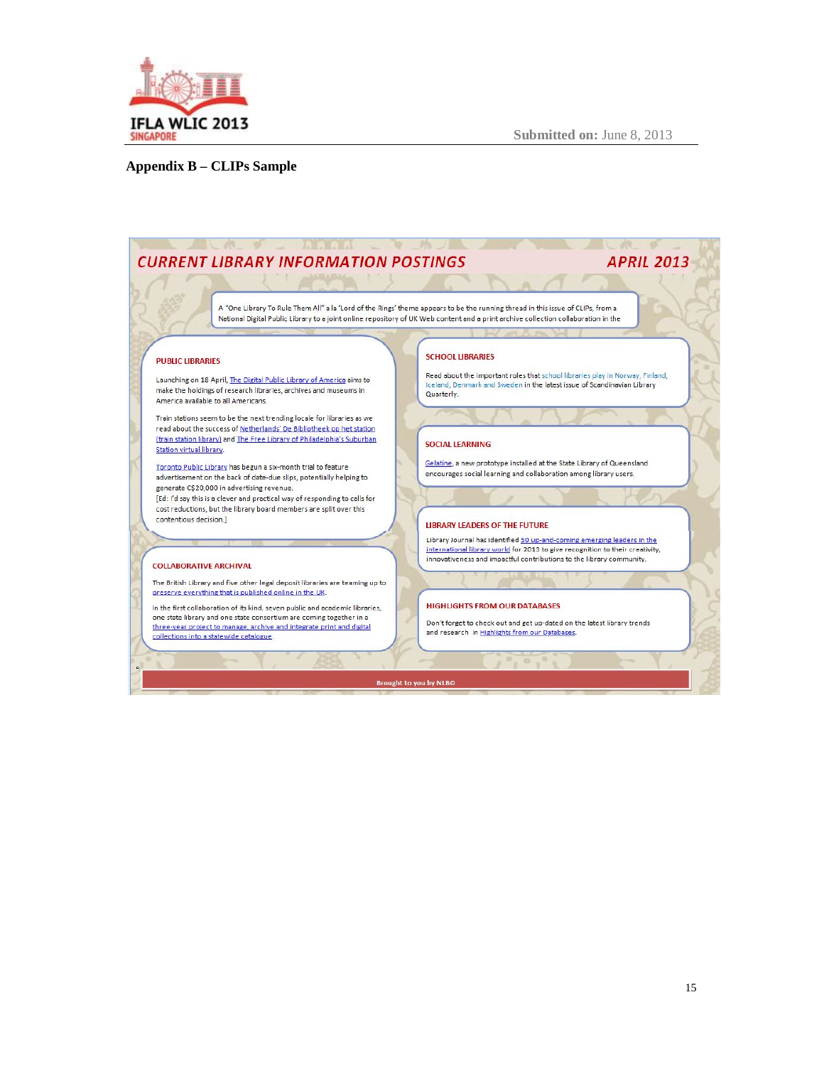## Appendix B – CLIPs Sample

# CURRENT LIBRARY INFORMATION POSTINGS APRIL 2013

A "One Library To Rule Them All" a la 'Lord of the Rings' theme appears to be the running thread in this issue of CLIPs, from a National Digital Public Library to a joint online repository of UK Web content and a print archive collection collaboration in the

### PUBLIC LIBRARIES

Launching on 18 April, The Digital Public Library of America aims to make the holdings of research libraries, archives and museums in America available to all Americans.

Train stations seem to be the next trending locale for libraries as we read about the success of Netherlands' De Bibliotheek op het station (train station library) and The Free Library of Philadelphia's Suburban Station virtual library.

Toronto Public Library has begun a six-month trial to feature advertisement on the back of date-due slips, potentially helping to generate C$20,000 in advertising revenue.
[Ed: I'd say this is a clever and practical way of responding to calls for cost reductions, but the library board members are split over this contentious decision.]

### COLLABORATIVE ARCHIVAL

The British Library and five other legal deposit libraries are teaming up to preserve everything that is published online in the UK.

In the first collaboration of its kind, seven public and academic libraries, one state library and one state consortium are coming together in a three-year project to manage, archive and integrate print and digital collections into a statewide catalogue.

### SCHOOL LIBRARIES

Read about the important roles that school libraries play in Norway, Finland, Iceland, Denmark and Sweden in the latest issue of Scandinavian Library Quarterly.

### SOCIAL LEARNING

Gelatine, a new prototype installed at the State Library of Queensland encourages social learning and collaboration among library users.

### LIBRARY LEADERS OF THE FUTURE

Library Journal has identified 50 up-and-coming emerging leaders in the international library world for 2013 to give recognition to their creativity, innovativeness and impactful contributions to the library community.

### HIGHLIGHTS FROM OUR DATABASES

Don't forget to check out and get up-dated on the latest library trends and research in Highlights from our Databases.

Brought to you by NLBC